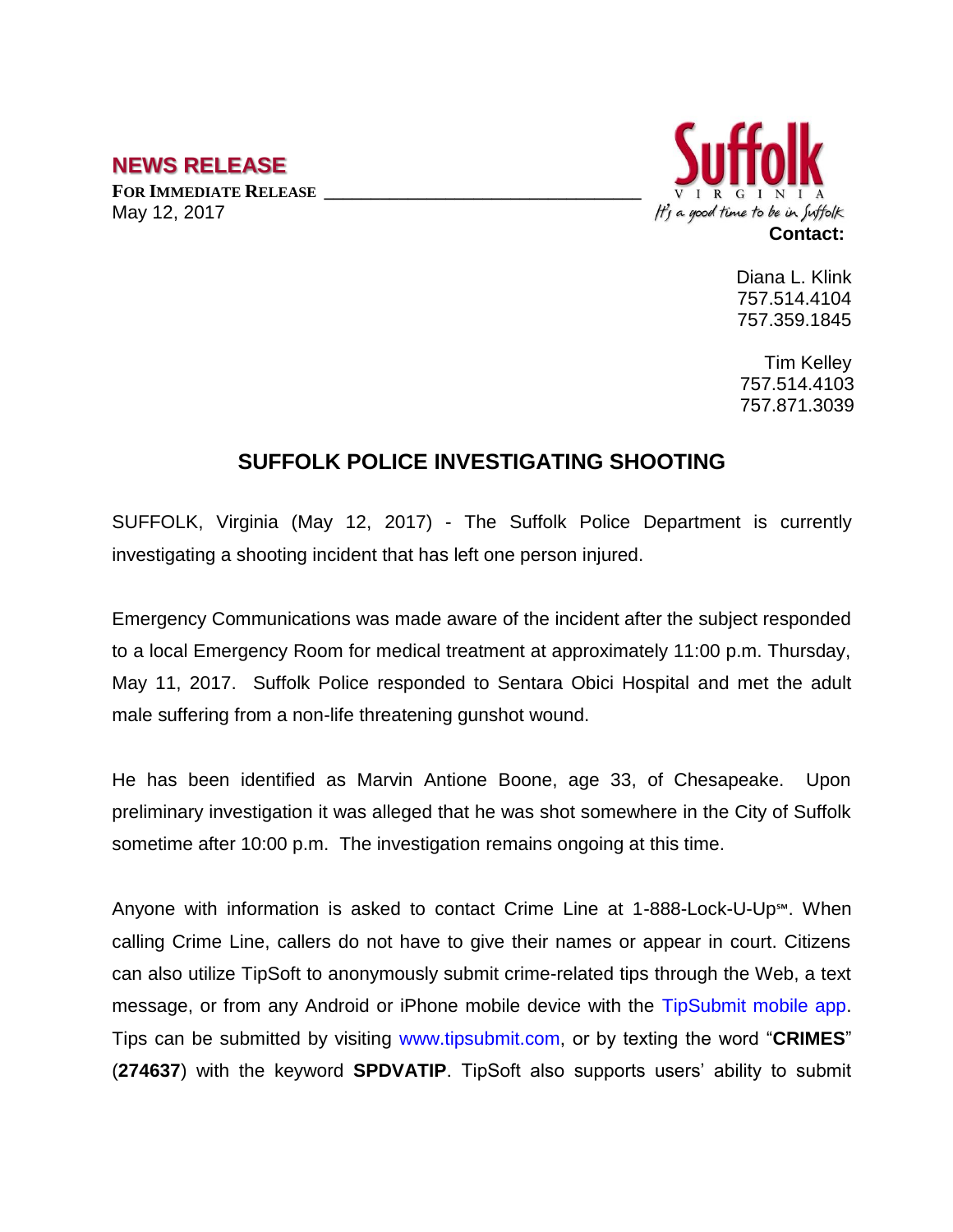## NEWS RELEASE

**FOR IMMEDIATE RELEASE**

May 12, 2017

Suffolk
VIRGINIA
It's a good time to be in Suffolk

**Contact:**

Diana L. Klink
757.514.4104
757.359.1845

Tim Kelley
757.514.4103
757.871.3039

# SUFFOLK POLICE INVESTIGATING SHOOTING

SUFFOLK, Virginia (May 12, 2017) - The Suffolk Police Department is currently investigating a shooting incident that has left one person injured.

Emergency Communications was made aware of the incident after the subject responded to a local Emergency Room for medical treatment at approximately 11:00 p.m. Thursday, May 11, 2017. Suffolk Police responded to Sentara Obici Hospital and met the adult male suffering from a non-life threatening gunshot wound.

He has been identified as Marvin Antione Boone, age 33, of Chesapeake. Upon preliminary investigation it was alleged that he was shot somewhere in the City of Suffolk sometime after 10:00 p.m. The investigation remains ongoing at this time.

Anyone with information is asked to contact Crime Line at 1-888-Lock-U-Up℠. When calling Crime Line, callers do not have to give their names or appear in court. Citizens can also utilize TipSoft to anonymously submit crime-related tips through the Web, a text message, or from any Android or iPhone mobile device with the TipSubmit mobile app. Tips can be submitted by visiting www.tipsubmit.com, or by texting the word "**CRIMES**" (**274637**) with the keyword **SPDVATIP**. TipSoft also supports users' ability to submit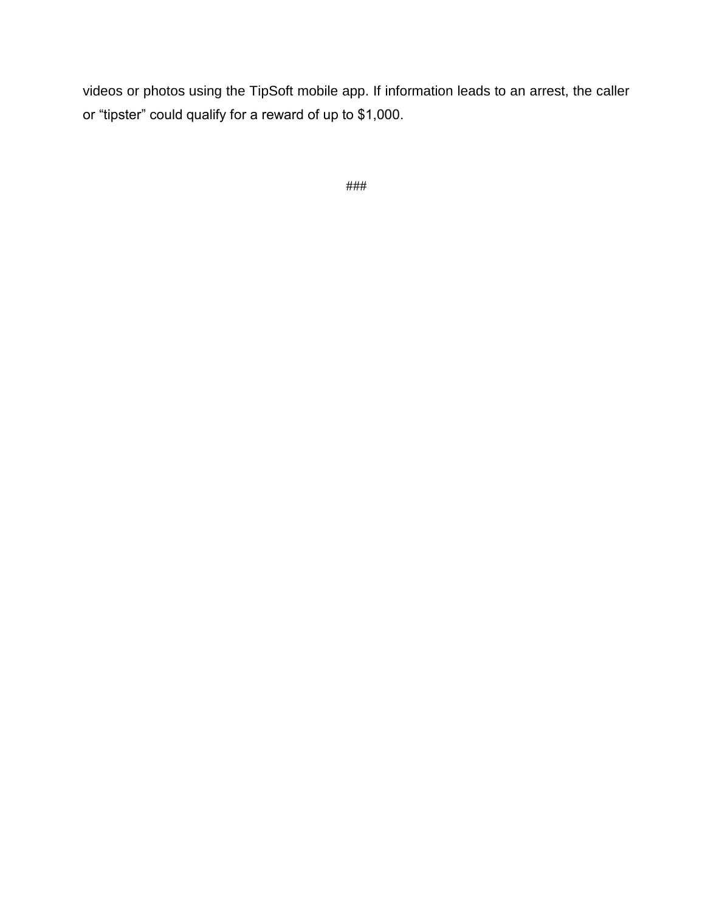videos or photos using the TipSoft mobile app. If information leads to an arrest, the caller or “tipster” could qualify for a reward of up to $1,000.

###